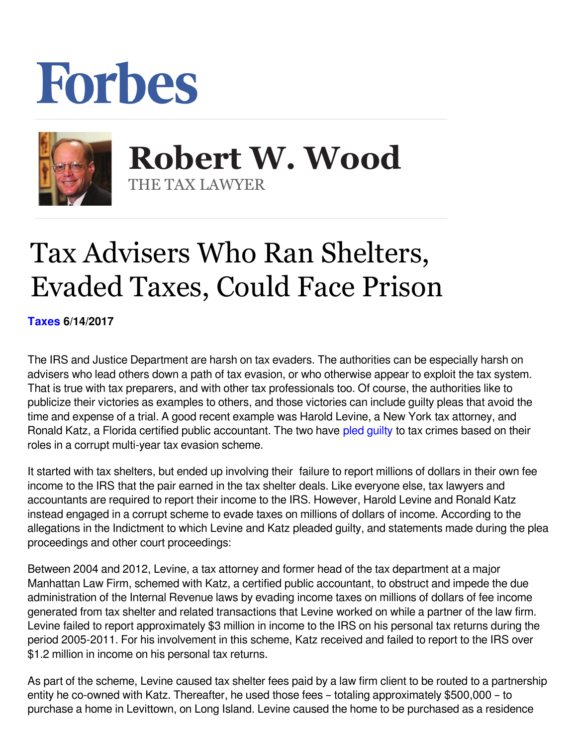# Forbes

## Robert W. Wood

THE TAX LAWYER

# Tax Advisers Who Ran Shelters, Evaded Taxes, Could Face Prison

**Taxes 6/14/2017**

The IRS and Justice Department are harsh on tax evaders. The authorities can be especially harsh on advisers who lead others down a path of tax evasion, or who otherwise appear to exploit the tax system. That is true with tax preparers, and with other tax professionals too. Of course, the authorities like to publicize their victories as examples to others, and those victories can include guilty pleas that avoid the time and expense of a trial. A good recent example was Harold Levine, a New York tax attorney, and Ronald Katz, a Florida certified public accountant. The two have pled guilty to tax crimes based on their roles in a corrupt multi-year tax evasion scheme.

It started with tax shelters, but ended up involving their failure to report millions of dollars in their own fee income to the IRS that the pair earned in the tax shelter deals. Like everyone else, tax lawyers and accountants are required to report their income to the IRS. However, Harold Levine and Ronald Katz instead engaged in a corrupt scheme to evade taxes on millions of dollars of income. According to the allegations in the Indictment to which Levine and Katz pleaded guilty, and statements made during the plea proceedings and other court proceedings:

Between 2004 and 2012, Levine, a tax attorney and former head of the tax department at a major Manhattan Law Firm, schemed with Katz, a certified public accountant, to obstruct and impede the due administration of the Internal Revenue laws by evading income taxes on millions of dollars of fee income generated from tax shelter and related transactions that Levine worked on while a partner of the law firm. Levine failed to report approximately $3 million in income to the IRS on his personal tax returns during the period 2005-2011. For his involvement in this scheme, Katz received and failed to report to the IRS over $1.2 million in income on his personal tax returns.

As part of the scheme, Levine caused tax shelter fees paid by a law firm client to be routed to a partnership entity he co-owned with Katz. Thereafter, he used those fees – totaling approximately $500,000 – to purchase a home in Levittown, on Long Island. Levine caused the home to be purchased as a residence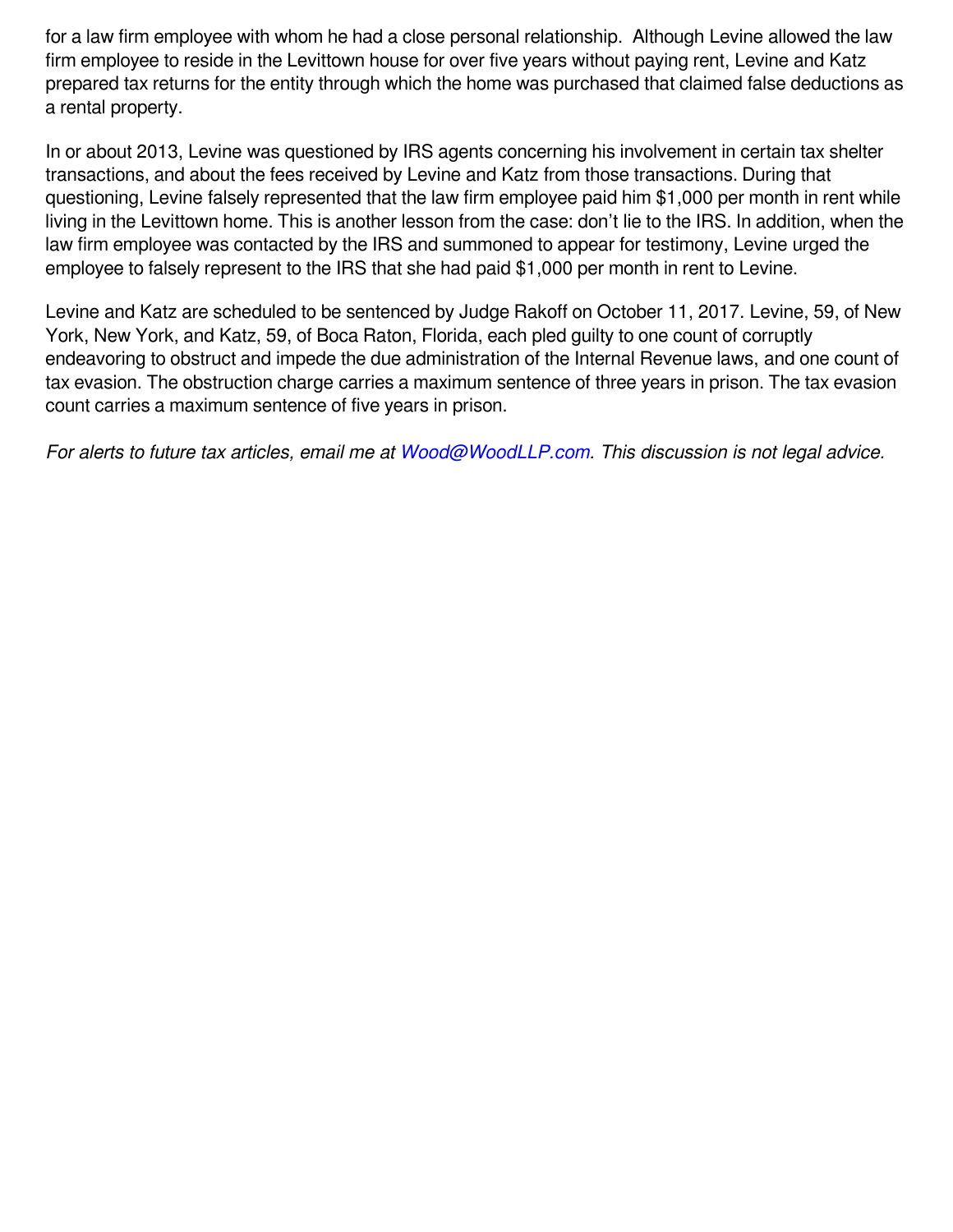for a law firm employee with whom he had a close personal relationship. Although Levine allowed the law firm employee to reside in the Levittown house for over five years without paying rent, Levine and Katz prepared tax returns for the entity through which the home was purchased that claimed false deductions as a rental property.

In or about 2013, Levine was questioned by IRS agents concerning his involvement in certain tax shelter transactions, and about the fees received by Levine and Katz from those transactions. During that questioning, Levine falsely represented that the law firm employee paid him $1,000 per month in rent while living in the Levittown home. This is another lesson from the case: don't lie to the IRS. In addition, when the law firm employee was contacted by the IRS and summoned to appear for testimony, Levine urged the employee to falsely represent to the IRS that she had paid $1,000 per month in rent to Levine.

Levine and Katz are scheduled to be sentenced by Judge Rakoff on October 11, 2017. Levine, 59, of New York, New York, and Katz, 59, of Boca Raton, Florida, each pled guilty to one count of corruptly endeavoring to obstruct and impede the due administration of the Internal Revenue laws, and one count of tax evasion. The obstruction charge carries a maximum sentence of three years in prison. The tax evasion count carries a maximum sentence of five years in prison.

*For alerts to future tax articles, email me at Wood@WoodLLP.com. This discussion is not legal advice.*